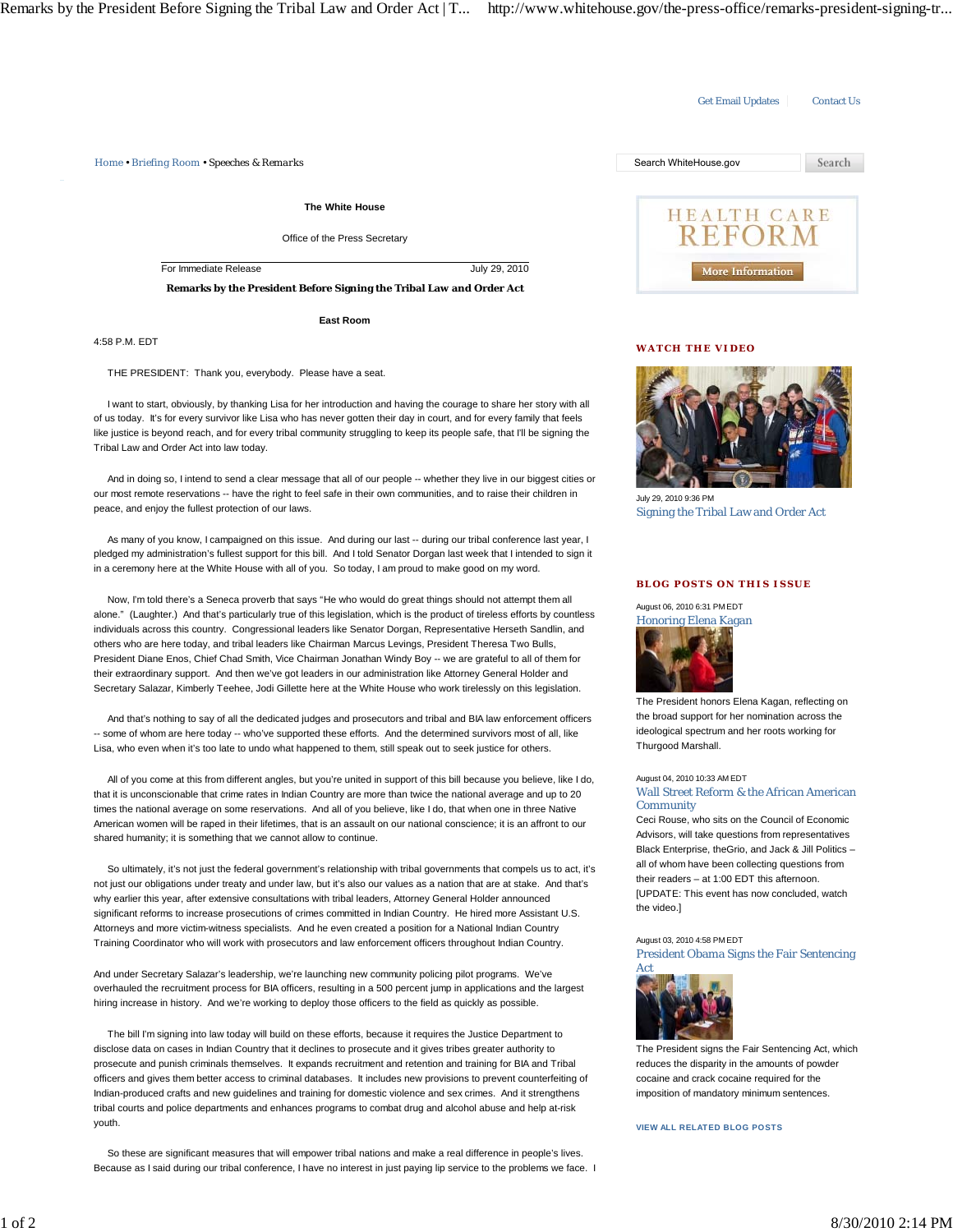Get Email Updates | Contact Us

Home • Briefing Room • Speeches & Remarks

The White House

Office of the Press Secretary

For Immediate Release July 29, 2010

**Remarks by the President Before Signing the Tribal Law and Order Act**

East Room

4:58 P.M. EDT

THE PRESIDENT: Thank you, everybody. Please have a seat.

I want to start, obviously, by thanking Lisa for her introduction and having the courage to share her story with all of us today. It's for every survivor like Lisa who has never gotten their day in court, and for every family that feels like justice is beyond reach, and for every tribal community struggling to keep its people safe, that I'll be signing the Tribal Law and Order Act into law today.

And in doing so, I intend to send a clear message that all of our people -- whether they live in our biggest cities or our most remote reservations -- have the right to feel safe in their own communities, and to raise their children in peace, and enjoy the fullest protection of our laws.

As many of you know, I campaigned on this issue. And during our last -- during our tribal conference last year, I pledged my administration's fullest support for this bill. And I told Senator Dorgan last week that I intended to sign it in a ceremony here at the White House with all of you. So today, I am proud to make good on my word.

Now, I'm told there's a Seneca proverb that says "He who would do great things should not attempt them all alone." (Laughter.) And that's particularly true of this legislation, which is the product of tireless efforts by countless individuals across this country. Congressional leaders like Senator Dorgan, Representative Herseth Sandlin, and others who are here today, and tribal leaders like Chairman Marcus Levings, President Theresa Two Bulls, President Diane Enos, Chief Chad Smith, Vice Chairman Jonathan Windy Boy -- we are grateful to all of them for their extraordinary support. And then we've got leaders in our administration like Attorney General Holder and Secretary Salazar, Kimberly Teehee, Jodi Gillette here at the White House who work tirelessly on this legislation.

And that's nothing to say of all the dedicated judges and prosecutors and tribal and BIA law enforcement officers -- some of whom are here today -- who've supported these efforts. And the determined survivors most of all, like Lisa, who even when it's too late to undo what happened to them, still speak out to seek justice for others.

All of you come at this from different angles, but you're united in support of this bill because you believe, like I do, that it is unconscionable that crime rates in Indian Country are more than twice the national average and up to 20 times the national average on some reservations. And all of you believe, like I do, that when one in three Native American women will be raped in their lifetimes, that is an assault on our national conscience; it is an affront to our shared humanity; it is something that we cannot allow to continue.

So ultimately, it's not just the federal government's relationship with tribal governments that compels us to act, it's not just our obligations under treaty and under law, but it's also our values as a nation that are at stake. And that's why earlier this year, after extensive consultations with tribal leaders, Attorney General Holder announced significant reforms to increase prosecutions of crimes committed in Indian Country. He hired more Assistant U.S. Attorneys and more victim-witness specialists. And he even created a position for a National Indian Country Training Coordinator who will work with prosecutors and law enforcement officers throughout Indian Country.

And under Secretary Salazar's leadership, we're launching new community policing pilot programs. We've overhauled the recruitment process for BIA officers, resulting in a 500 percent jump in applications and the largest hiring increase in history. And we're working to deploy those officers to the field as quickly as possible.

The bill I'm signing into law today will build on these efforts, because it requires the Justice Department to disclose data on cases in Indian Country that it declines to prosecute and it gives tribes greater authority to prosecute and punish criminals themselves. It expands recruitment and retention and training for BIA and Tribal officers and gives them better access to criminal databases. It includes new provisions to prevent counterfeiting of Indian-produced crafts and new guidelines and training for domestic violence and sex crimes. And it strengthens tribal courts and police departments and enhances programs to combat drug and alcohol abuse and help at-risk youth.

So these are significant measures that will empower tribal nations and make a real difference in people's lives. Because as I said during our tribal conference, I have no interest in just paying lip service to the problems we face. I

**WATCH THE VIDEO**

July 29, 2010 9:36 PM
Signing the Tribal Law and Order Act

**BLOG POSTS ON THIS ISSUE**

August 06, 2010 6:31 PM EDT
Honoring Elena Kagan

The President honors Elena Kagan, reflecting on the broad support for her nomination across the ideological spectrum and her roots working for Thurgood Marshall.

August 04, 2010 10:33 AM EDT
Wall Street Reform & the African American Community

Ceci Rouse, who sits on the Council of Economic Advisors, will take questions from representatives Black Enterprise, theGrio, and Jack & Jill Politics – all of whom have been collecting questions from their readers – at 1:00 EDT this afternoon. [UPDATE: This event has now concluded, watch the video.]

August 03, 2010 4:58 PM EDT
President Obama Signs the Fair Sentencing Act

The President signs the Fair Sentencing Act, which reduces the disparity in the amounts of powder cocaine and crack cocaine required for the imposition of mandatory minimum sentences.

VIEW ALL RELATED BLOG POSTS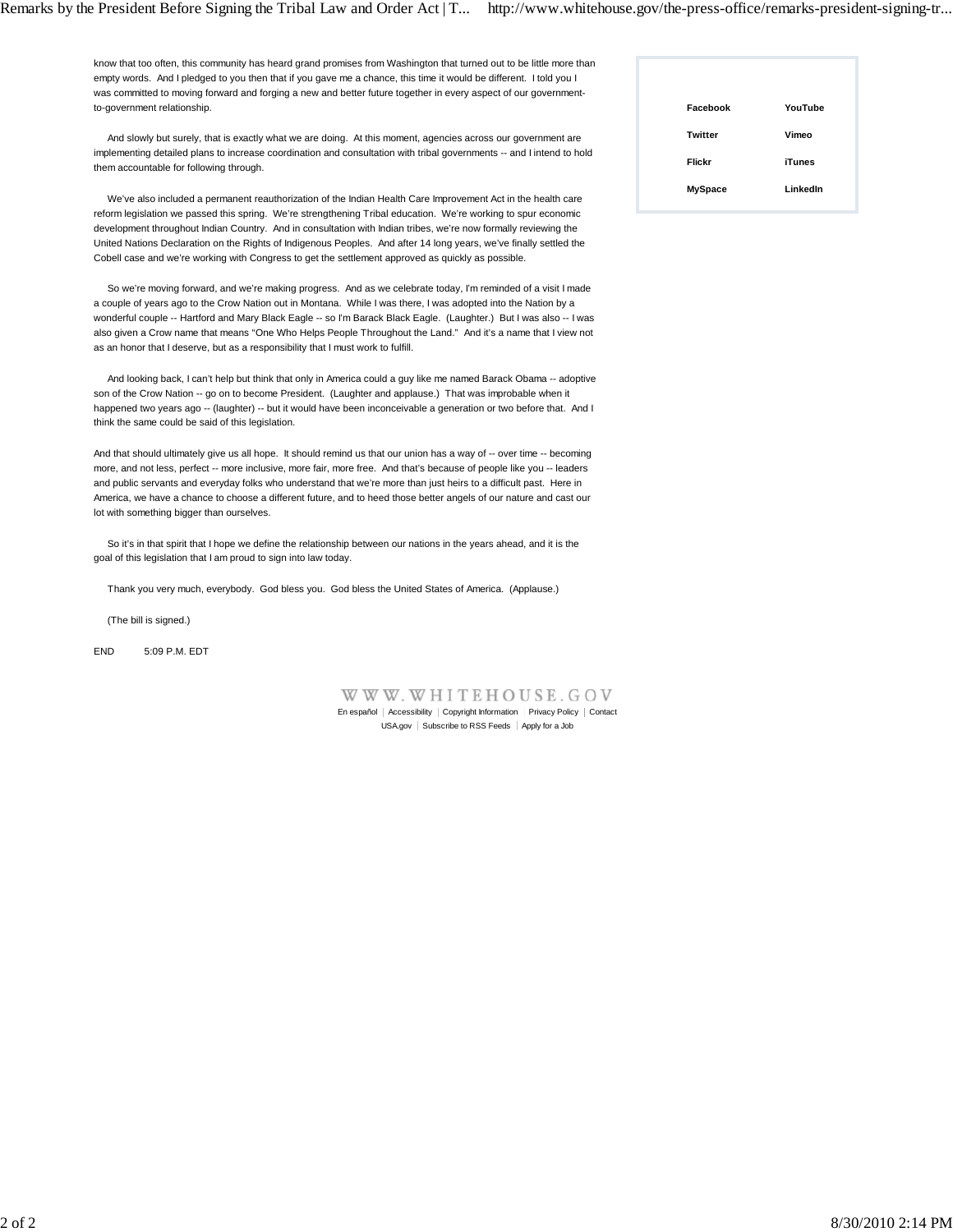know that too often, this community has heard grand promises from Washington that turned out to be little more than empty words. And I pledged to you then that if you gave me a chance, this time it would be different. I told you I was committed to moving forward and forging a new and better future together in every aspect of our government-to-government relationship.

And slowly but surely, that is exactly what we are doing. At this moment, agencies across our government are implementing detailed plans to increase coordination and consultation with tribal governments -- and I intend to hold them accountable for following through.

We've also included a permanent reauthorization of the Indian Health Care Improvement Act in the health care reform legislation we passed this spring. We're strengthening Tribal education. We're working to spur economic development throughout Indian Country. And in consultation with Indian tribes, we're now formally reviewing the United Nations Declaration on the Rights of Indigenous Peoples. And after 14 long years, we've finally settled the Cobell case and we're working with Congress to get the settlement approved as quickly as possible.

So we're moving forward, and we're making progress. And as we celebrate today, I'm reminded of a visit I made a couple of years ago to the Crow Nation out in Montana. While I was there, I was adopted into the Nation by a wonderful couple -- Hartford and Mary Black Eagle -- so I'm Barack Black Eagle. (Laughter.) But I was also -- I was also given a Crow name that means "One Who Helps People Throughout the Land." And it's a name that I view not as an honor that I deserve, but as a responsibility that I must work to fulfill.

And looking back, I can't help but think that only in America could a guy like me named Barack Obama -- adoptive son of the Crow Nation -- go on to become President. (Laughter and applause.) That was improbable when it happened two years ago -- (laughter) -- but it would have been inconceivable a generation or two before that. And I think the same could be said of this legislation.

And that should ultimately give us all hope. It should remind us that our union has a way of -- over time -- becoming more, and not less, perfect -- more inclusive, more fair, more free. And that's because of people like you -- leaders and public servants and everyday folks who understand that we're more than just heirs to a difficult past. Here in America, we have a chance to choose a different future, and to heed those better angels of our nature and cast our lot with something bigger than ourselves.

So it's in that spirit that I hope we define the relationship between our nations in the years ahead, and it is the goal of this legislation that I am proud to sign into law today.

Thank you very much, everybody. God bless you. God bless the United States of America. (Applause.)

(The bill is signed.)

END 5:09 P.M. EDT